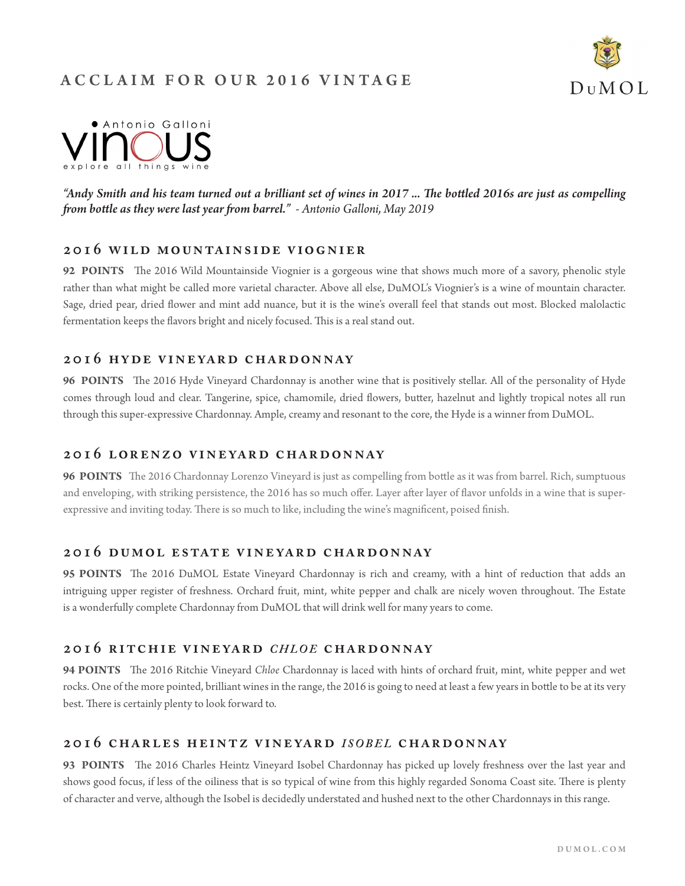# ACCLAIM FOR OUR 2016 VINTAGE

DuMOL

Antonio Galloni
Vinous
explore all things wine

*"Andy Smith and his team turned out a brilliant set of wines in 2017 ... The bottled 2016s are just as compelling from bottle as they were last year from barrel." - Antonio Galloni, May 2019*

## 2016 WILD MOUNTAINSIDE VIOGNIER

**92 POINTS** The 2016 Wild Mountainside Viognier is a gorgeous wine that shows much more of a savory, phenolic style rather than what might be called more varietal character. Above all else, DuMOL's Viognier's is a wine of mountain character. Sage, dried pear, dried flower and mint add nuance, but it is the wine's overall feel that stands out most. Blocked malolactic fermentation keeps the flavors bright and nicely focused. This is a real stand out.

## 2016 HYDE VINEYARD CHARDONNAY

**96 POINTS** The 2016 Hyde Vineyard Chardonnay is another wine that is positively stellar. All of the personality of Hyde comes through loud and clear. Tangerine, spice, chamomile, dried flowers, butter, hazelnut and lightly tropical notes all run through this super-expressive Chardonnay. Ample, creamy and resonant to the core, the Hyde is a winner from DuMOL.

## 2016 LORENZO VINEYARD CHARDONNAY

**96 POINTS** The 2016 Chardonnay Lorenzo Vineyard is just as compelling from bottle as it was from barrel. Rich, sumptuous and enveloping, with striking persistence, the 2016 has so much offer. Layer after layer of flavor unfolds in a wine that is super-expressive and inviting today. There is so much to like, including the wine's magnificent, poised finish.

## 2016 DUMOL ESTATE VINEYARD CHARDONNAY

**95 POINTS** The 2016 DuMOL Estate Vineyard Chardonnay is rich and creamy, with a hint of reduction that adds an intriguing upper register of freshness. Orchard fruit, mint, white pepper and chalk are nicely woven throughout. The Estate is a wonderfully complete Chardonnay from DuMOL that will drink well for many years to come.

## 2016 RITCHIE VINEYARD *CHLOE* CHARDONNAY

**94 POINTS** The 2016 Ritchie Vineyard *Chloe* Chardonnay is laced with hints of orchard fruit, mint, white pepper and wet rocks. One of the more pointed, brilliant wines in the range, the 2016 is going to need at least a few years in bottle to be at its very best. There is certainly plenty to look forward to.

## 2016 CHARLES HEINTZ VINEYARD *ISOBEL* CHARDONNAY

**93 POINTS** The 2016 Charles Heintz Vineyard Isobel Chardonnay has picked up lovely freshness over the last year and shows good focus, if less of the oiliness that is so typical of wine from this highly regarded Sonoma Coast site. There is plenty of character and verve, although the Isobel is decidedly understated and hushed next to the other Chardonnays in this range.

DUMOL.COM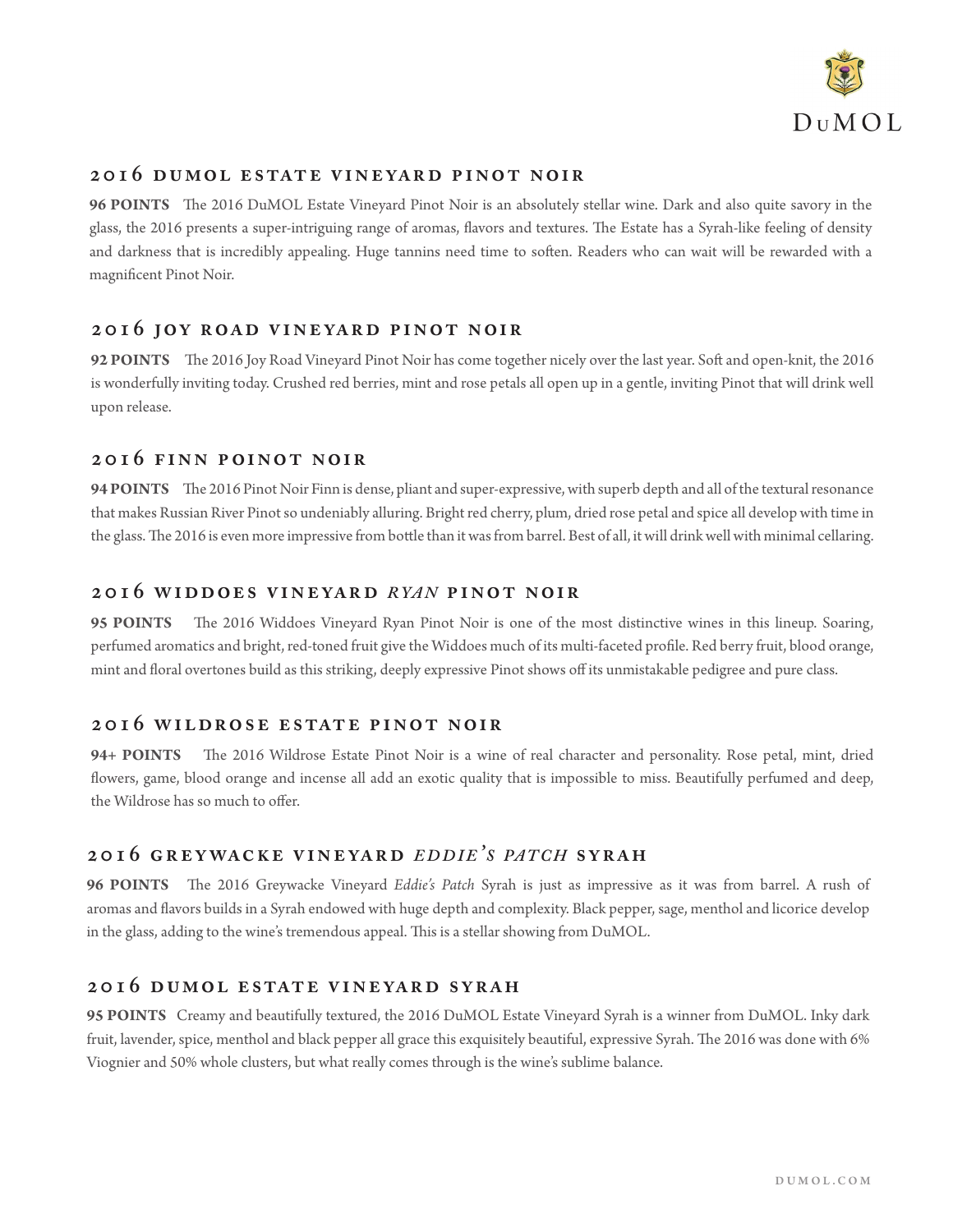## 2016 DuMOL Estate Vineyard Pinot Noir

**96 POINTS** The 2016 DuMOL Estate Vineyard Pinot Noir is an absolutely stellar wine. Dark and also quite savory in the glass, the 2016 presents a super-intriguing range of aromas, flavors and textures. The Estate has a Syrah-like feeling of density and darkness that is incredibly appealing. Huge tannins need time to soften. Readers who can wait will be rewarded with a magnificent Pinot Noir.

## 2016 Joy Road Vineyard Pinot Noir

**92 POINTS** The 2016 Joy Road Vineyard Pinot Noir has come together nicely over the last year. Soft and open-knit, the 2016 is wonderfully inviting today. Crushed red berries, mint and rose petals all open up in a gentle, inviting Pinot that will drink well upon release.

## 2016 Finn Poinot Noir

**94 POINTS** The 2016 Pinot Noir Finn is dense, pliant and super-expressive, with superb depth and all of the textural resonance that makes Russian River Pinot so undeniably alluring. Bright red cherry, plum, dried rose petal and spice all develop with time in the glass. The 2016 is even more impressive from bottle than it was from barrel. Best of all, it will drink well with minimal cellaring.

## 2016 Widdoes Vineyard *Ryan* Pinot Noir

**95 POINTS** The 2016 Widdoes Vineyard Ryan Pinot Noir is one of the most distinctive wines in this lineup. Soaring, perfumed aromatics and bright, red-toned fruit give the Widdoes much of its multi-faceted profile. Red berry fruit, blood orange, mint and floral overtones build as this striking, deeply expressive Pinot shows off its unmistakable pedigree and pure class.

## 2016 Wildrose Estate Pinot Noir

**94+ POINTS** The 2016 Wildrose Estate Pinot Noir is a wine of real character and personality. Rose petal, mint, dried flowers, game, blood orange and incense all add an exotic quality that is impossible to miss. Beautifully perfumed and deep, the Wildrose has so much to offer.

## 2016 Greywacke Vineyard *Eddie's Patch* Syrah

**96 POINTS** The 2016 Greywacke Vineyard *Eddie's Patch* Syrah is just as impressive as it was from barrel. A rush of aromas and flavors builds in a Syrah endowed with huge depth and complexity. Black pepper, sage, menthol and licorice develop in the glass, adding to the wine's tremendous appeal. This is a stellar showing from DuMOL.

## 2016 DuMOL Estate Vineyard Syrah

**95 POINTS** Creamy and beautifully textured, the 2016 DuMOL Estate Vineyard Syrah is a winner from DuMOL. Inky dark fruit, lavender, spice, menthol and black pepper all grace this exquisitely beautiful, expressive Syrah. The 2016 was done with 6% Viognier and 50% whole clusters, but what really comes through is the wine's sublime balance.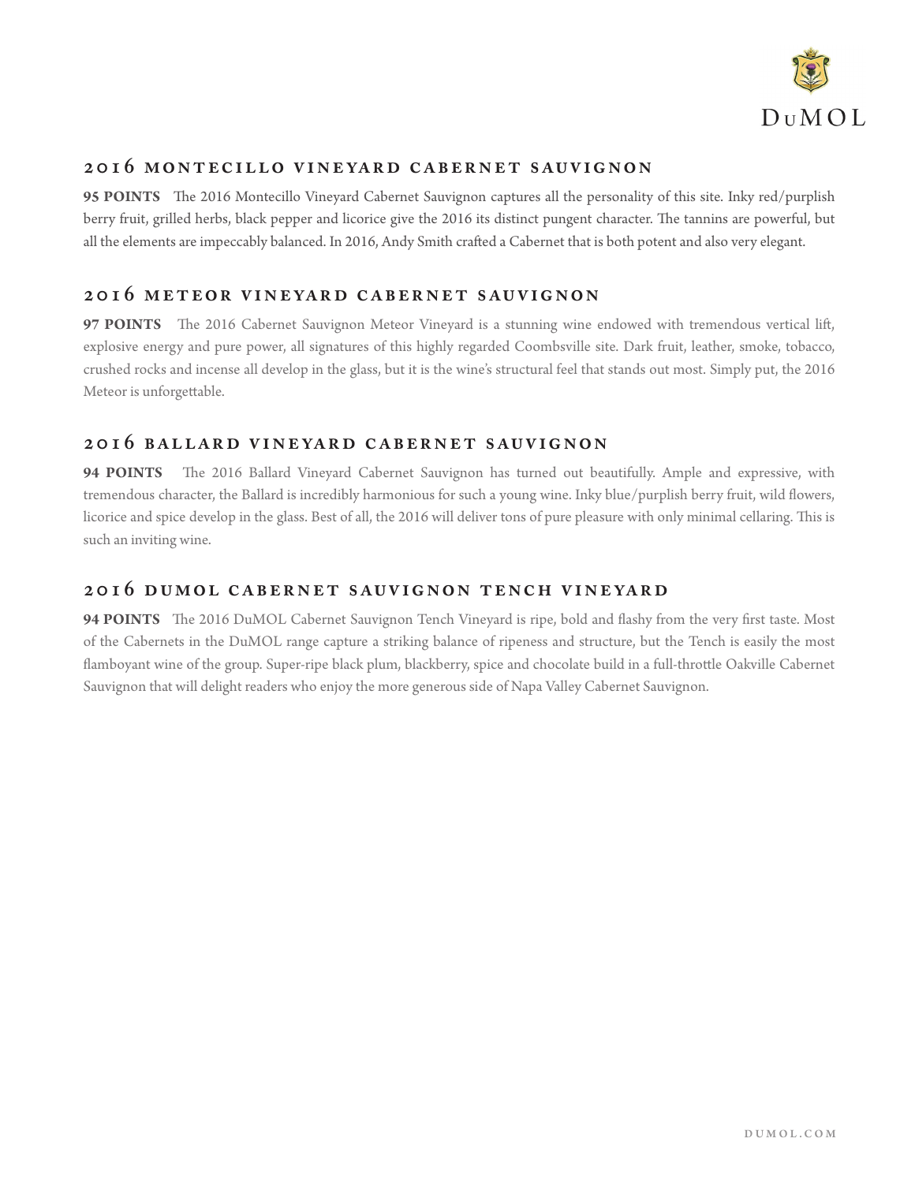## 2016 MONTECILLO VINEYARD CABERNET SAUVIGNON

**95 POINTS** The 2016 Montecillo Vineyard Cabernet Sauvignon captures all the personality of this site. Inky red/purplish berry fruit, grilled herbs, black pepper and licorice give the 2016 its distinct pungent character. The tannins are powerful, but all the elements are impeccably balanced. In 2016, Andy Smith crafted a Cabernet that is both potent and also very elegant.

## 2016 METEOR VINEYARD CABERNET SAUVIGNON

**97 POINTS** The 2016 Cabernet Sauvignon Meteor Vineyard is a stunning wine endowed with tremendous vertical lift, explosive energy and pure power, all signatures of this highly regarded Coombsville site. Dark fruit, leather, smoke, tobacco, crushed rocks and incense all develop in the glass, but it is the wine's structural feel that stands out most. Simply put, the 2016 Meteor is unforgettable.

## 2016 BALLARD VINEYARD CABERNET SAUVIGNON

**94 POINTS** The 2016 Ballard Vineyard Cabernet Sauvignon has turned out beautifully. Ample and expressive, with tremendous character, the Ballard is incredibly harmonious for such a young wine. Inky blue/purplish berry fruit, wild flowers, licorice and spice develop in the glass. Best of all, the 2016 will deliver tons of pure pleasure with only minimal cellaring. This is such an inviting wine.

## 2016 DUMOL CABERNET SAUVIGNON TENCH VINEYARD

**94 POINTS** The 2016 DuMOL Cabernet Sauvignon Tench Vineyard is ripe, bold and flashy from the very first taste. Most of the Cabernets in the DuMOL range capture a striking balance of ripeness and structure, but the Tench is easily the most flamboyant wine of the group. Super-ripe black plum, blackberry, spice and chocolate build in a full-throttle Oakville Cabernet Sauvignon that will delight readers who enjoy the more generous side of Napa Valley Cabernet Sauvignon.